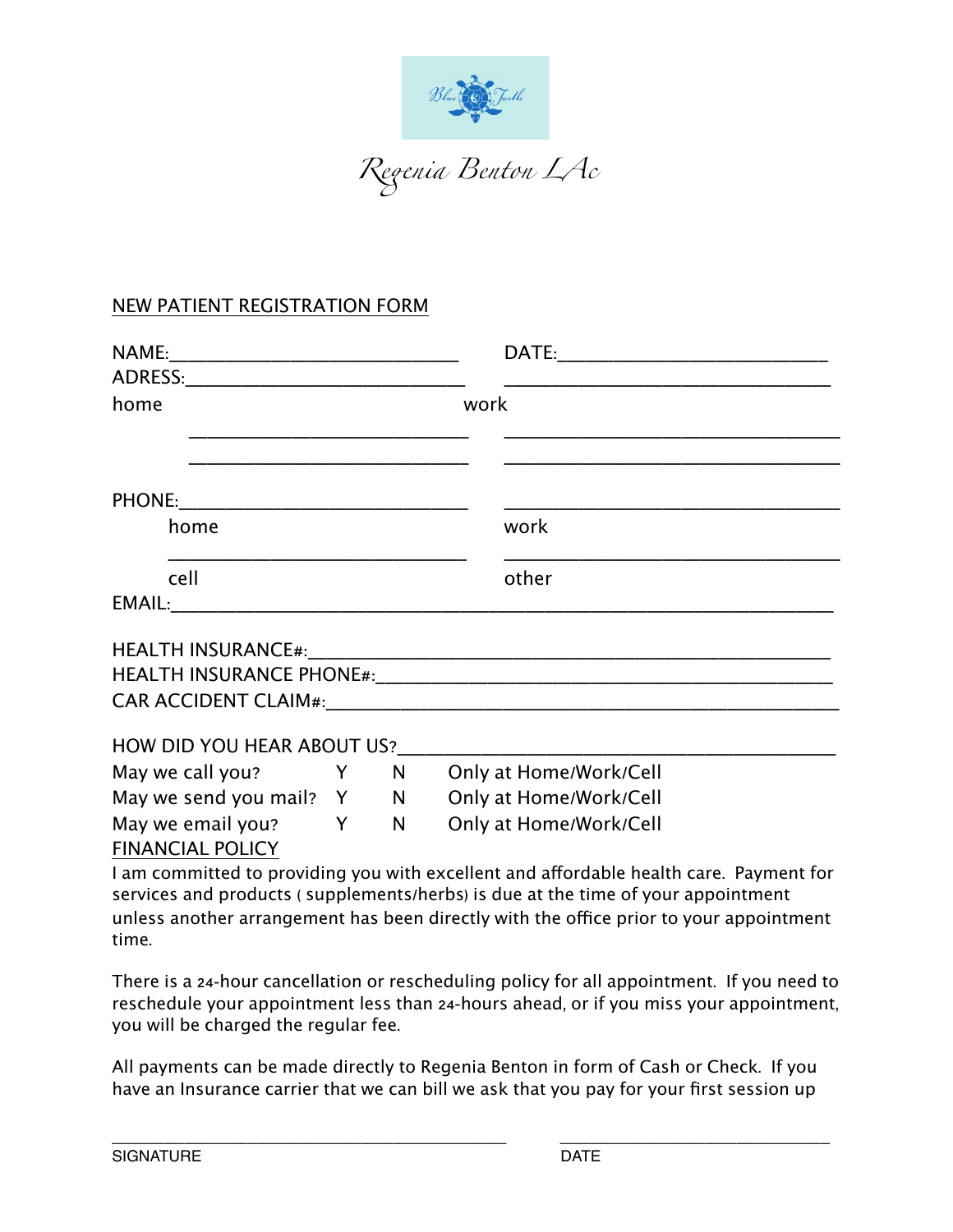Blue Turtle

Regenia Benton LAc

NEW PATIENT REGISTRATION FORM

NAME:______________________________ DATE:____________________________

ADRESS:_____________________________ ___________________________________

home work

_____________________________ ___________________________________

_____________________________ ___________________________________

PHONE:______________________________ ___________________________________

home work

_____________________________ ___________________________________

cell other

EMAIL:____________________________________________________________________

HEALTH INSURANCE#:_______________________________________________________

HEALTH INSURANCE PHONE#:_________________________________________________

CAR ACCIDENT CLAIM#:______________________________________________________

HOW DID YOU HEAR ABOUT US?_____________________________________________

May we call you? Y N Only at Home/Work/Cell

May we send you mail? Y N Only at Home/Work/Cell

May we email you? Y N Only at Home/Work/Cell

FINANCIAL POLICY

I am committed to providing you with excellent and affordable health care. Payment for services and products ( supplements/herbs) is due at the time of your appointment unless another arrangement has been directly with the office prior to your appointment time.

There is a 24-hour cancellation or rescheduling policy for all appointment. If you need to reschedule your appointment less than 24-hours ahead, or if you miss your appointment, you will be charged the regular fee.

All payments can be made directly to Regenia Benton in form of Cash or Check. If you have an Insurance carrier that we can bill we ask that you pay for your first session up

_____________________________________________ ______________________________

SIGNATURE DATE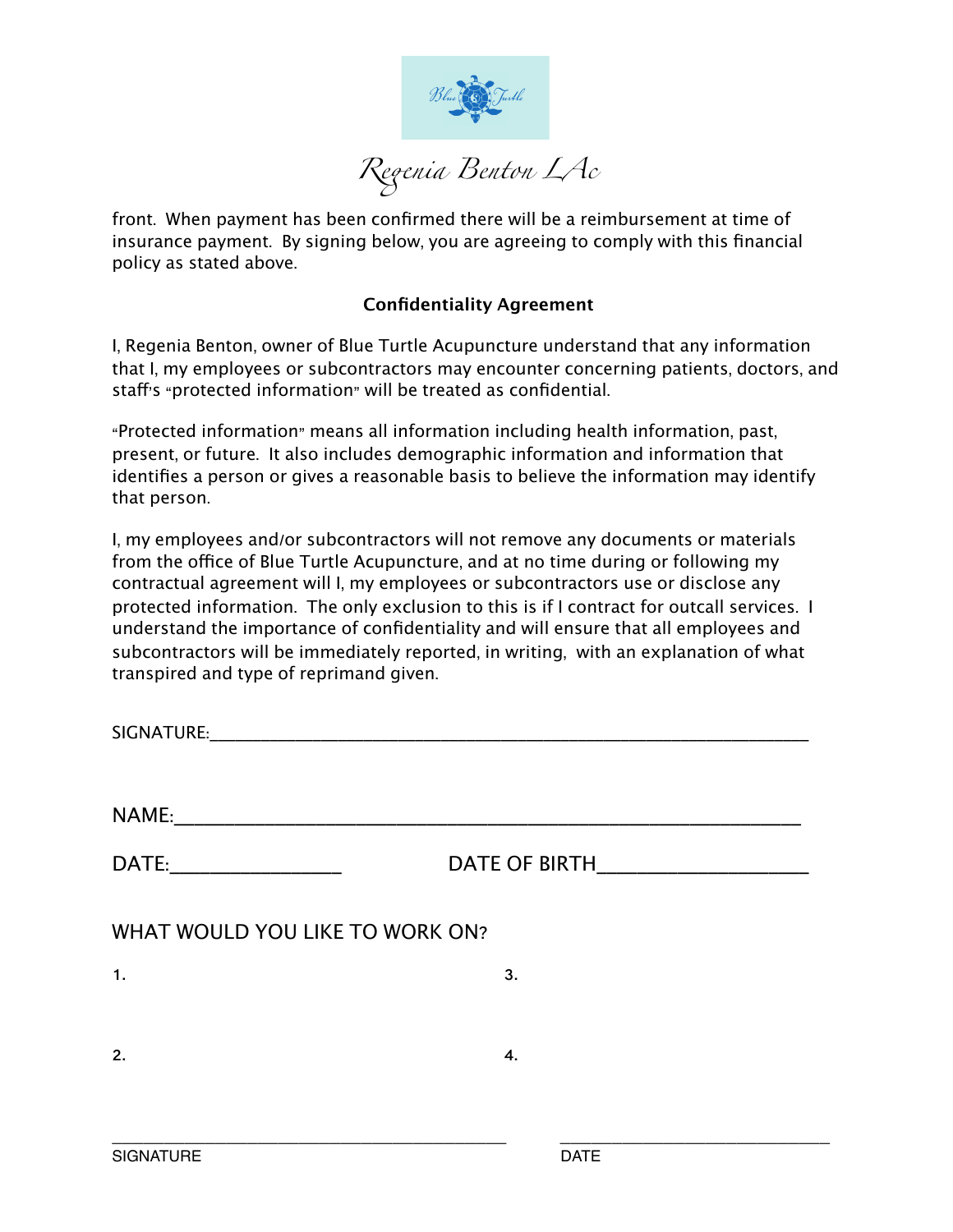front. When payment has been confirmed there will be a reimbursement at time of insurance payment. By signing below, you are agreeing to comply with this financial policy as stated above.

**Confidentiality Agreement**

I, Regenia Benton, owner of Blue Turtle Acupuncture understand that any information that I, my employees or subcontractors may encounter concerning patients, doctors, and staff's "protected information" will be treated as confidential.

"Protected information" means all information including health information, past, present, or future. It also includes demographic information and information that identifies a person or gives a reasonable basis to believe the information may identify that person.

I, my employees and/or subcontractors will not remove any documents or materials from the office of Blue Turtle Acupuncture, and at no time during or following my contractual agreement will I, my employees or subcontractors use or disclose any protected information. The only exclusion to this is if I contract for outcall services. I understand the importance of confidentiality and will ensure that all employees and subcontractors will be immediately reported, in writing, with an explanation of what transpired and type of reprimand given.

SIGNATURE:___________________________________________________________

NAME:________________________________________________________

DATE:_______________ DATE OF BIRTH__________________

WHAT WOULD YOU LIKE TO WORK ON?

1.

2.

3.

4.

_________________________________ _________________________

SIGNATURE DATE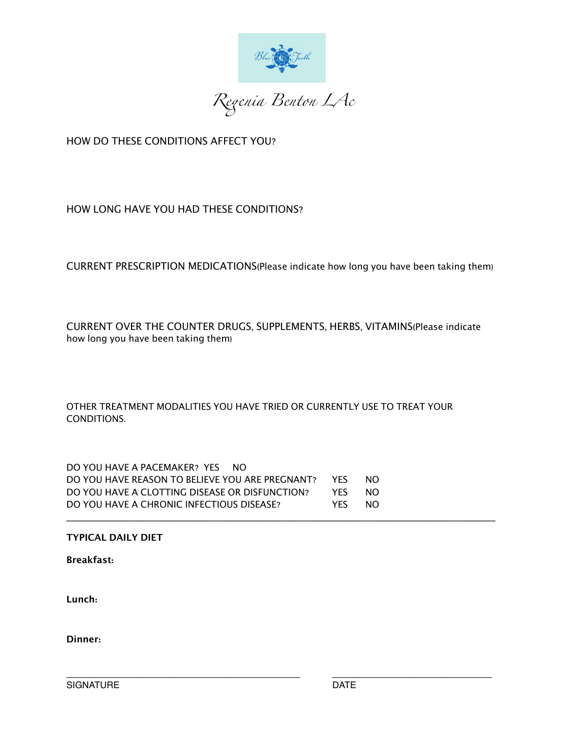*Regenia Benton LAc*

HOW DO THESE CONDITIONS AFFECT YOU?

HOW LONG HAVE YOU HAD THESE CONDITIONS?

CURRENT PRESCRIPTION MEDICATIONS(Please indicate how long you have been taking them)

CURRENT OVER THE COUNTER DRUGS, SUPPLEMENTS, HERBS, VITAMINS(Please indicate how long you have been taking them)

OTHER TREATMENT MODALITIES YOU HAVE TRIED OR CURRENTLY USE TO TREAT YOUR CONDITIONS.

DO YOU HAVE A PACEMAKER? YES NO
DO YOU HAVE REASON TO BELIEVE YOU ARE PREGNANT? YES NO
DO YOU HAVE A CLOTTING DISEASE OR DISFUNCTION? YES NO
DO YOU HAVE A CHRONIC INFECTIOUS DISEASE? YES NO

---

**TYPICAL DAILY DIET**

**Breakfast:**

**Lunch:**

**Dinner:**

________________________________________ ______________________________

SIGNATURE DATE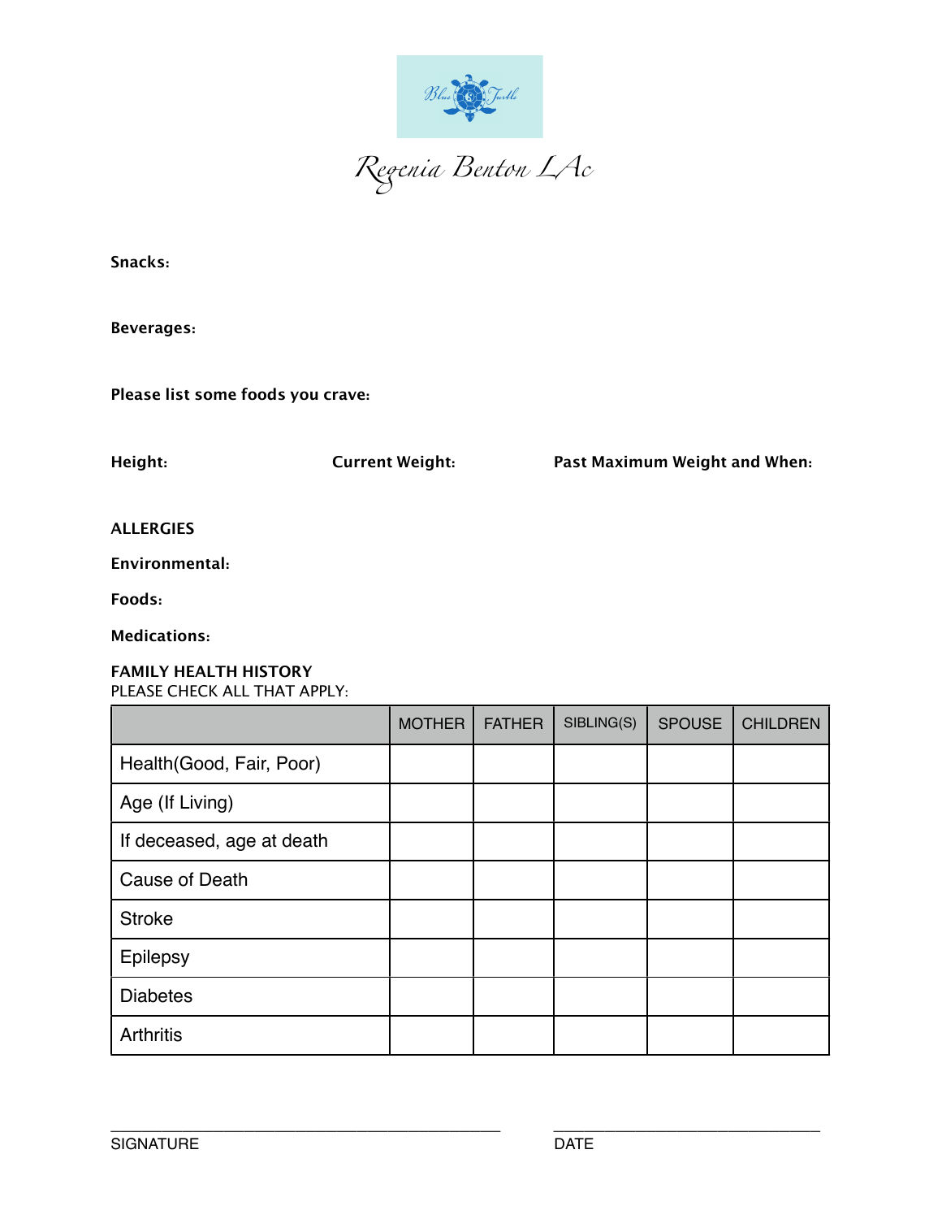Regenia Benton LAc

**Snacks:**

**Beverages:**

**Please list some foods you crave:**

**Height:** **Current Weight:** **Past Maximum Weight and When:**

**ALLERGIES**

**Environmental:**

**Foods:**

**Medications:**

**FAMILY HEALTH HISTORY**
PLEASE CHECK ALL THAT APPLY:

| | MOTHER | FATHER | SIBLING(S) | SPOUSE | CHILDREN |
|---|---|---|---|---|---|
| Health(Good, Fair, Poor) | | | | | |
| Age (If Living) | | | | | |
| If deceased, age at death | | | | | |
| Cause of Death | | | | | |
| Stroke | | | | | |
| Epilepsy | | | | | |
| Diabetes | | | | | |
| Arthritis | | | | | |

SIGNATURE DATE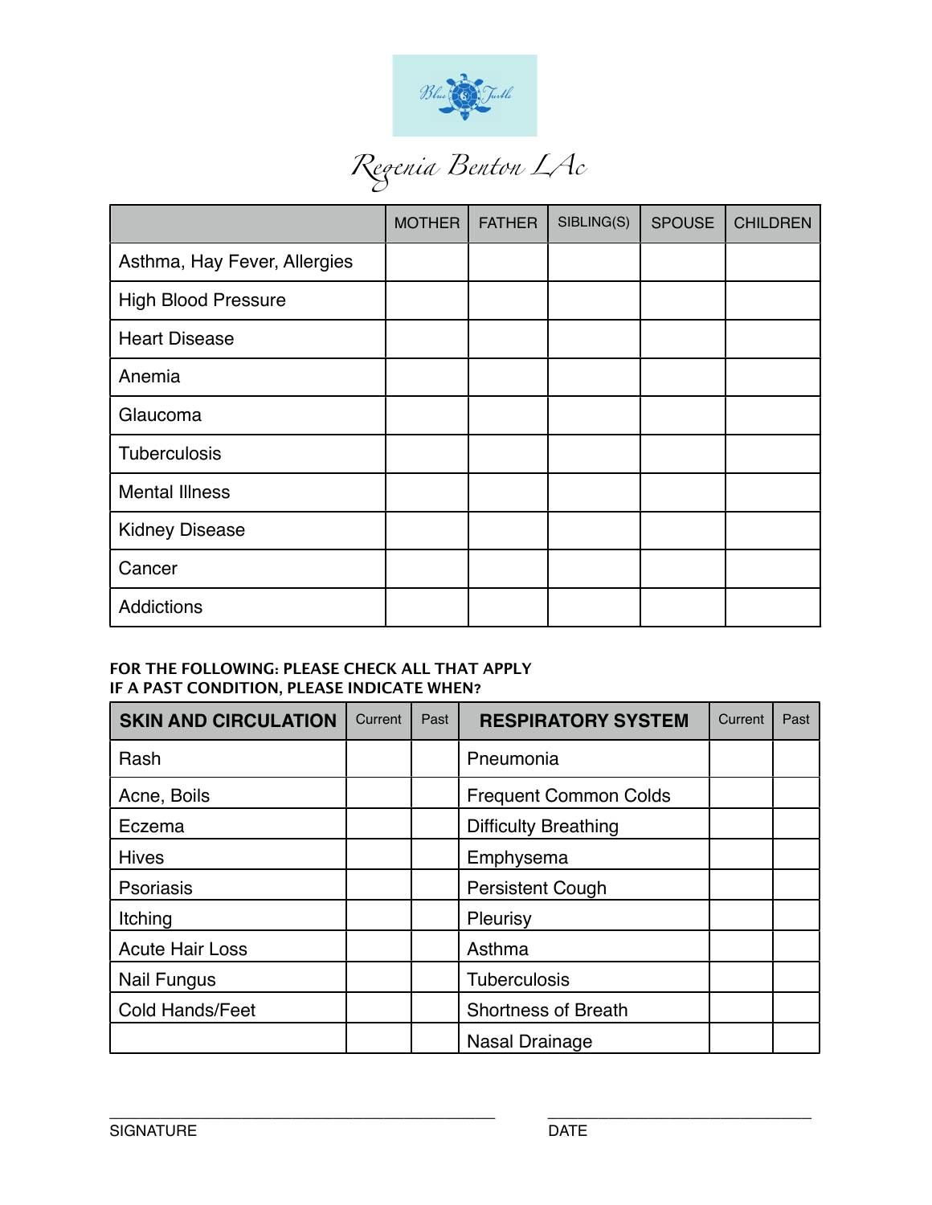Regenia Benton LAc

| | MOTHER | FATHER | SIBLING(S) | SPOUSE | CHILDREN |
|---|---|---|---|---|---|
| Asthma, Hay Fever, Allergies | | | | | |
| High Blood Pressure | | | | | |
| Heart Disease | | | | | |
| Anemia | | | | | |
| Glaucoma | | | | | |
| Tuberculosis | | | | | |
| Mental Illness | | | | | |
| Kidney Disease | | | | | |
| Cancer | | | | | |
| Addictions | | | | | |

**FOR THE FOLLOWING: PLEASE CHECK ALL THAT APPLY**
**IF A PAST CONDITION, PLEASE INDICATE WHEN?**

| SKIN AND CIRCULATION | Current | Past | RESPIRATORY SYSTEM | Current | Past |
|---|---|---|---|---|---|
| Rash | | | Pneumonia | | |
| Acne, Boils | | | Frequent Common Colds | | |
| Eczema | | | Difficulty Breathing | | |
| Hives | | | Emphysema | | |
| Psoriasis | | | Persistent Cough | | |
| Itching | | | Pleurisy | | |
| Acute Hair Loss | | | Asthma | | |
| Nail Fungus | | | Tuberculosis | | |
| Cold Hands/Feet | | | Shortness of Breath | | |
| | | | Nasal Drainage | | |

SIGNATURE ______________________ DATE ______________________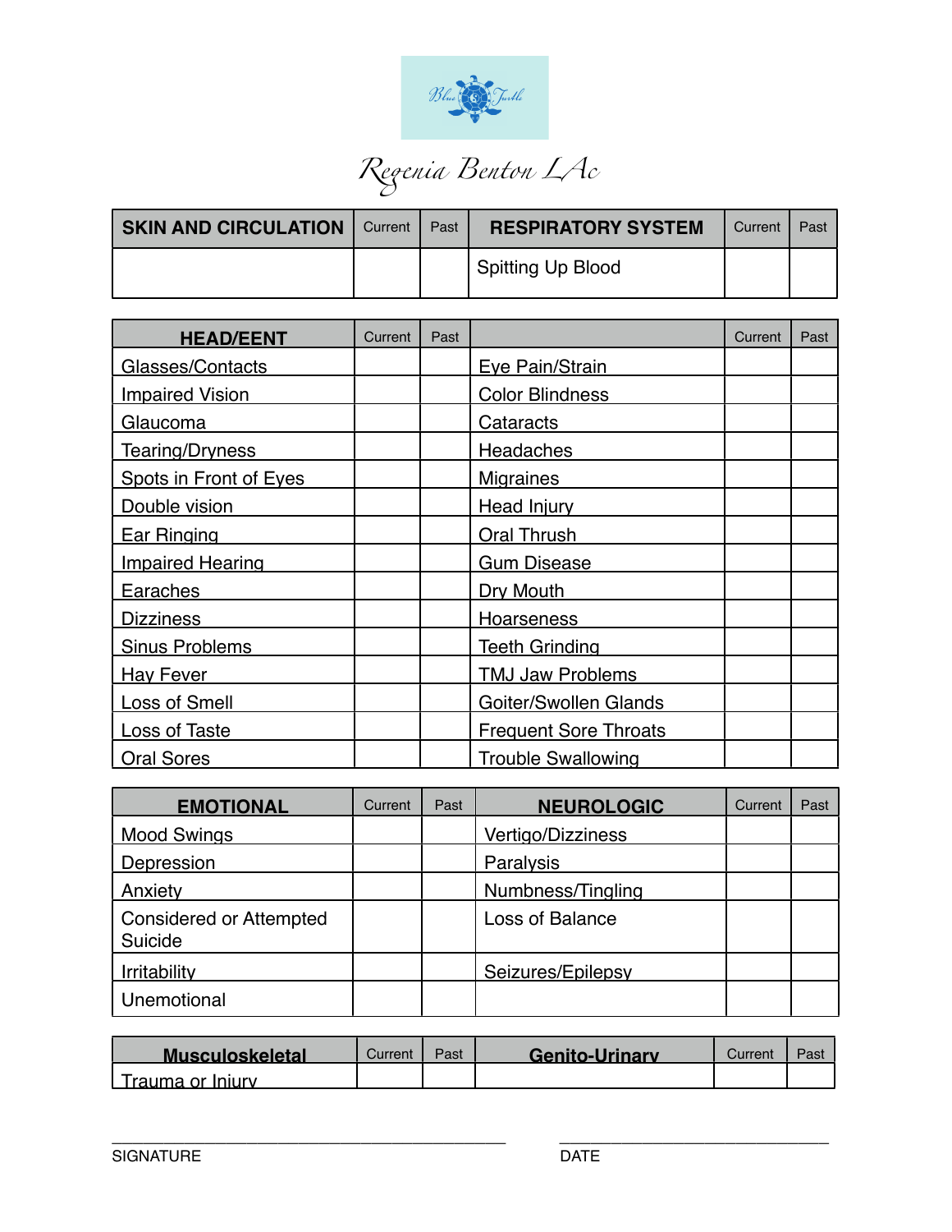Regenia Benton LAc

| SKIN AND CIRCULATION | Current | Past | RESPIRATORY SYSTEM | Current | Past |
|---|---|---|---|---|---|
| | | | Spitting Up Blood | | |

| HEAD/EENT | Current | Past | | Current | Past |
|---|---|---|---|---|---|
| Glasses/Contacts | | | Eye Pain/Strain | | |
| Impaired Vision | | | Color Blindness | | |
| Glaucoma | | | Cataracts | | |
| Tearing/Dryness | | | Headaches | | |
| Spots in Front of Eyes | | | Migraines | | |
| Double vision | | | Head Injury | | |
| Ear Ringing | | | Oral Thrush | | |
| Impaired Hearing | | | Gum Disease | | |
| Earaches | | | Dry Mouth | | |
| Dizziness | | | Hoarseness | | |
| Sinus Problems | | | Teeth Grinding | | |
| Hay Fever | | | TMJ Jaw Problems | | |
| Loss of Smell | | | Goiter/Swollen Glands | | |
| Loss of Taste | | | Frequent Sore Throats | | |
| Oral Sores | | | Trouble Swallowing | | |

| EMOTIONAL | Current | Past | NEUROLOGIC | Current | Past |
|---|---|---|---|---|---|
| Mood Swings | | | Vertigo/Dizziness | | |
| Depression | | | Paralysis | | |
| Anxiety | | | Numbness/Tingling | | |
| Considered or Attempted Suicide | | | Loss of Balance | | |
| Irritability | | | Seizures/Epilepsy | | |
| Unemotional | | | | | |

| Musculoskeletal | Current | Past | Genito-Urinary | Current | Past |
|---|---|---|---|---|---|
| Trauma or Injury | | | | | |

_______________________________________ SIGNATURE

_______________________________ DATE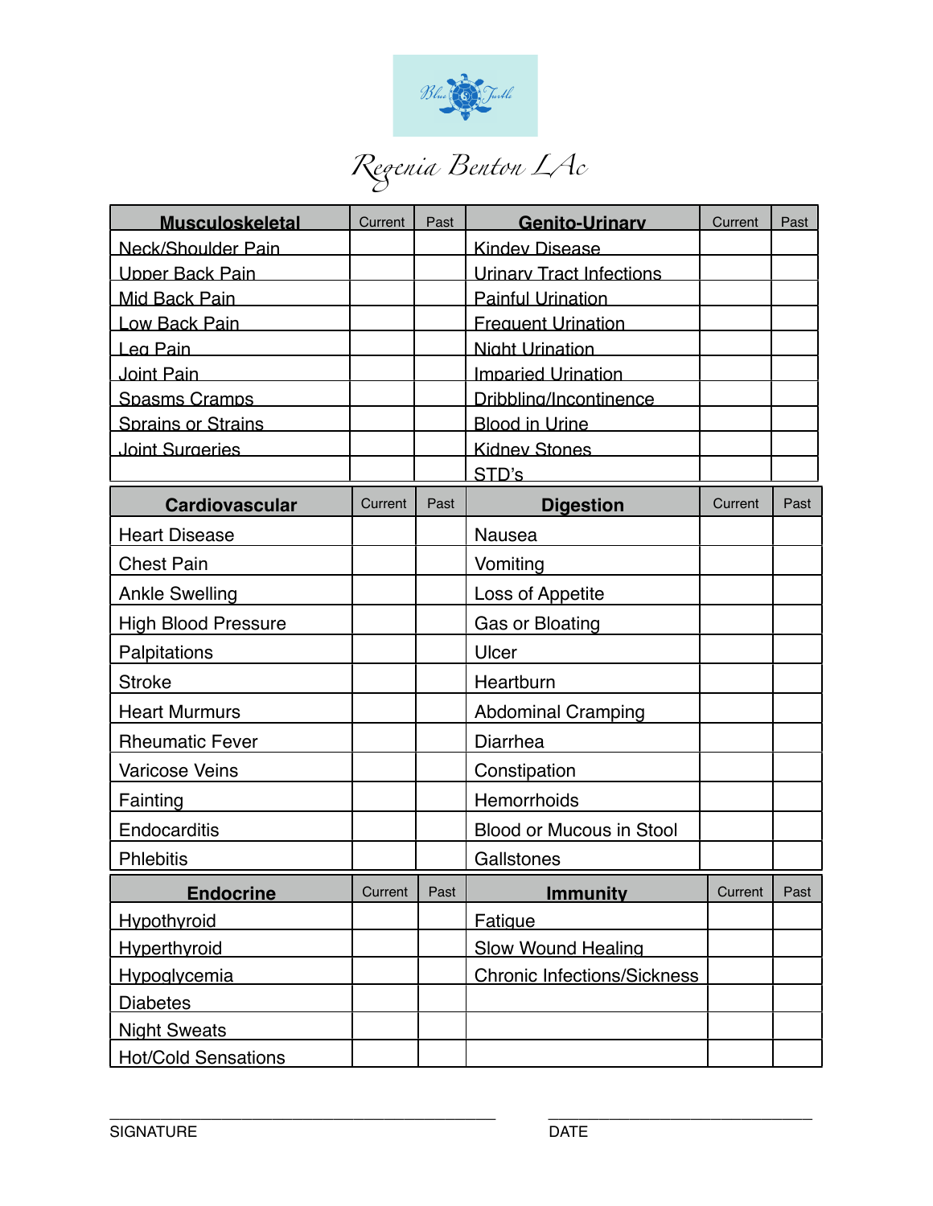# Regenia Benton LAc

| Musculoskeletal | Current | Past | Genito-Urinary | Current | Past |
|---|---|---|---|---|---|
| Neck/Shoulder Pain | | | Kidney Disease | | |
| Upper Back Pain | | | Urinary Tract Infections | | |
| Mid Back Pain | | | Painful Urination | | |
| Low Back Pain | | | Frequent Urination | | |
| Leg Pain | | | Night Urination | | |
| Joint Pain | | | Imparied Urination | | |
| Spasms Cramps | | | Dribbling/Incontinence | | |
| Sprains or Strains | | | Blood in Urine | | |
| Joint Surgeries | | | Kidney Stones | | |
| | | | STD's | | |

| Cardiovascular | Current | Past | Digestion | Current | Past |
|---|---|---|---|---|---|
| Heart Disease | | | Nausea | | |
| Chest Pain | | | Vomiting | | |
| Ankle Swelling | | | Loss of Appetite | | |
| High Blood Pressure | | | Gas or Bloating | | |
| Palpitations | | | Ulcer | | |
| Stroke | | | Heartburn | | |
| Heart Murmurs | | | Abdominal Cramping | | |
| Rheumatic Fever | | | Diarrhea | | |
| Varicose Veins | | | Constipation | | |
| Fainting | | | Hemorrhoids | | |
| Endocarditis | | | Blood or Mucous in Stool | | |
| Phlebitis | | | Gallstones | | |

| Endocrine | Current | Past | Immunity | Current | Past |
|---|---|---|---|---|---|
| Hypothyroid | | | Fatigue | | |
| Hyperthyroid | | | Slow Wound Healing | | |
| Hypoglycemia | | | Chronic Infections/Sickness | | |
| Diabetes | | | | | |
| Night Sweats | | | | | |
| Hot/Cold Sensations | | | | | |

_______________________________ SIGNATURE

_______________________________ DATE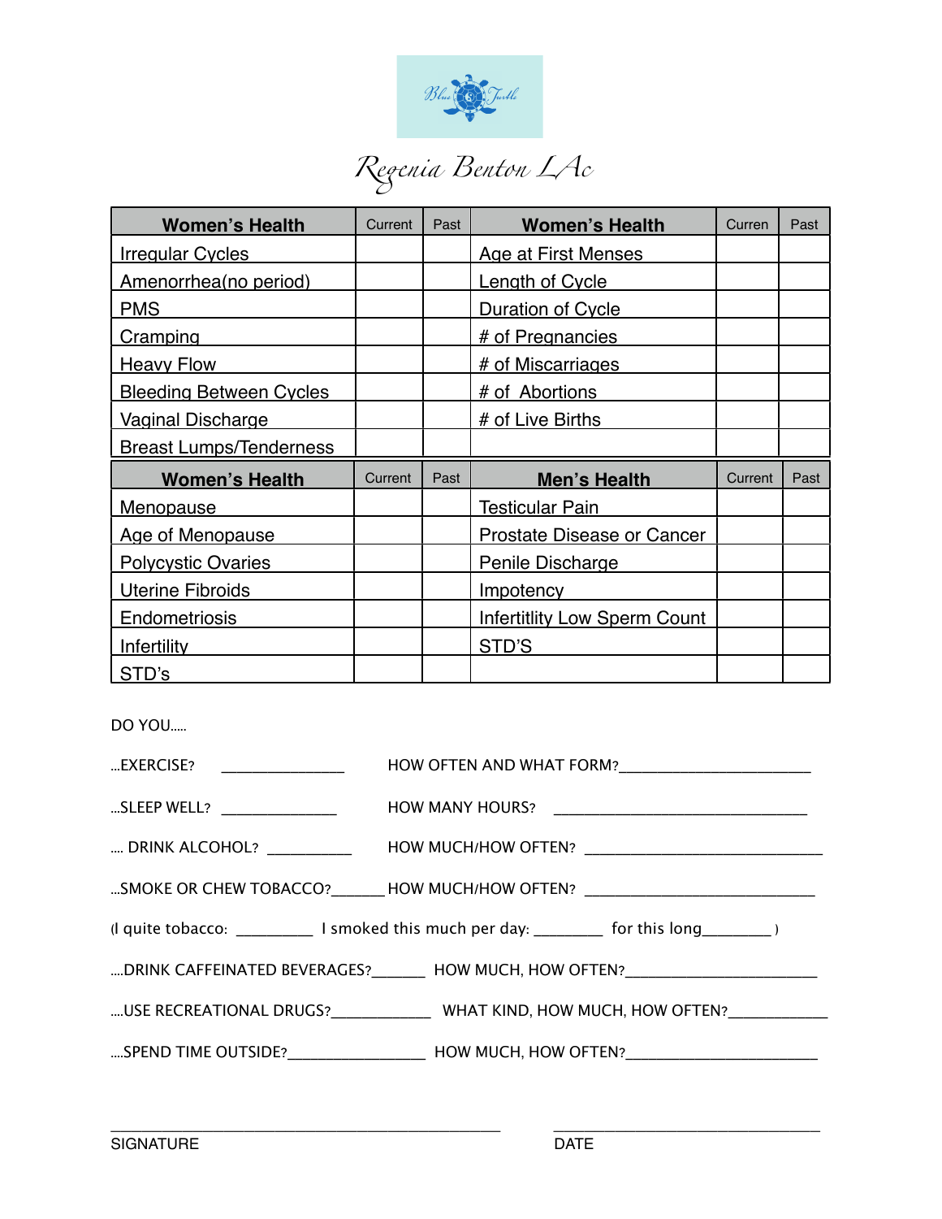Regenia Benton LAc

| Women's Health | Current | Past | Women's Health | Curren | Past |
|---|---|---|---|---|---|
| Irregular Cycles | | | Age at First Menses | | |
| Amenorrhea(no period) | | | Length of Cycle | | |
| PMS | | | Duration of Cycle | | |
| Cramping | | | # of Pregnancies | | |
| Heavy Flow | | | # of Miscarriages | | |
| Bleeding Between Cycles | | | # of Abortions | | |
| Vaginal Discharge | | | # of Live Births | | |
| Breast Lumps/Tenderness | | | | | |

| Women's Health | Current | Past | Men's Health | Current | Past |
|---|---|---|---|---|---|
| Menopause | | | Testicular Pain | | |
| Age of Menopause | | | Prostate Disease or Cancer | | |
| Polycystic Ovaries | | | Penile Discharge | | |
| Uterine Fibroids | | | Impotency | | |
| Endometriosis | | | Infertitlity Low Sperm Count | | |
| Infertility | | | STD'S | | |
| STD's | | | | | |

DO YOU.....

...EXERCISE? _______________ HOW OFTEN AND WHAT FORM?_______________________

...SLEEP WELL? ______________ HOW MANY HOURS? _______________________________

.... DRINK ALCOHOL? __________ HOW MUCH/HOW OFTEN? _____________________________

...SMOKE OR CHEW TOBACCO?______ HOW MUCH/HOW OFTEN? ___________________________

(I quite tobacco: _________ I smoked this much per day: ________ for this long________ )

....DRINK CAFFEINATED BEVERAGES?_______ HOW MUCH, HOW OFTEN?_______________________

....USE RECREATIONAL DRUGS?____________ WHAT KIND, HOW MUCH, HOW OFTEN?____________

....SPEND TIME OUTSIDE?________________ HOW MUCH, HOW OFTEN?_______________________

_______________________________________________ _________________________________

SIGNATURE DATE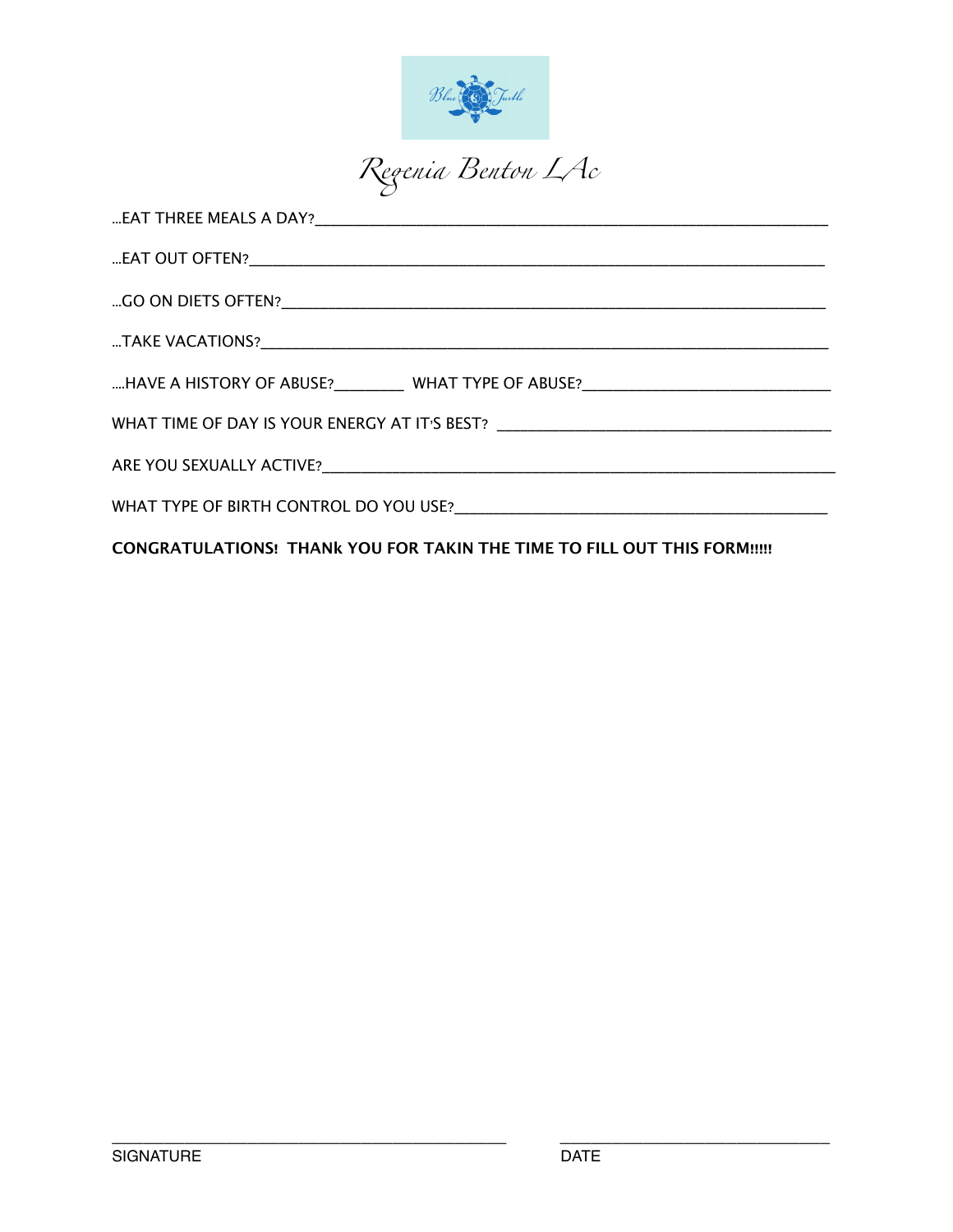*Regenia Benton LAc*

...EAT THREE MEALS A DAY?___________________________________________________________

...EAT OUT OFTEN?_________________________________________________________________

...GO ON DIETS OFTEN?______________________________________________________________

...TAKE VACATIONS?_________________________________________________________________

....HAVE A HISTORY OF ABUSE?________ WHAT TYPE OF ABUSE?____________________________

WHAT TIME OF DAY IS YOUR ENERGY AT IT'S BEST? ______________________________________

ARE YOU SEXUALLY ACTIVE?____________________________________________________________

WHAT TYPE OF BIRTH CONTROL DO YOU USE?_____________________________________________

**CONGRATULATIONS! THANk YOU FOR TAKIN THE TIME TO FILL OUT THIS FORM!!!!!**

_____________________________________________ ________________________________

SIGNATURE DATE